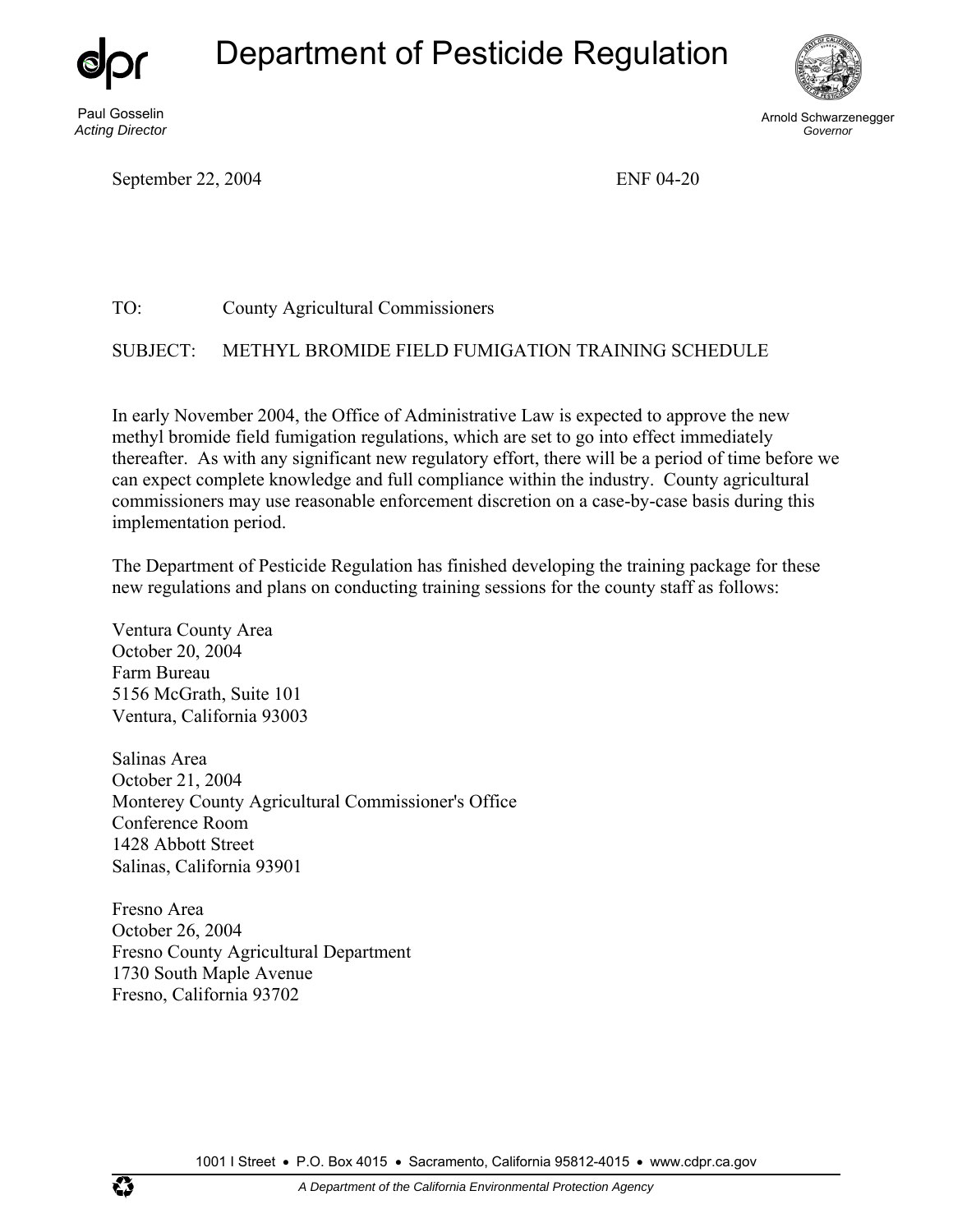# Department of Pesticide Regulation

Paul Gosselin
*Acting Director*

Arnold Schwarzenegger
*Governor*

September 22, 2004 ENF 04-20

TO: County Agricultural Commissioners

SUBJECT: METHYL BROMIDE FIELD FUMIGATION TRAINING SCHEDULE

In early November 2004, the Office of Administrative Law is expected to approve the new methyl bromide field fumigation regulations, which are set to go into effect immediately thereafter. As with any significant new regulatory effort, there will be a period of time before we can expect complete knowledge and full compliance within the industry. County agricultural commissioners may use reasonable enforcement discretion on a case-by-case basis during this implementation period.

The Department of Pesticide Regulation has finished developing the training package for these new regulations and plans on conducting training sessions for the county staff as follows:

Ventura County Area
October 20, 2004
Farm Bureau
5156 McGrath, Suite 101
Ventura, California 93003

Salinas Area
October 21, 2004
Monterey County Agricultural Commissioner's Office
Conference Room
1428 Abbott Street
Salinas, California 93901

Fresno Area
October 26, 2004
Fresno County Agricultural Department
1730 South Maple Avenue
Fresno, California 93702

1001 I Street • P.O. Box 4015 • Sacramento, California 95812-4015 • www.cdpr.ca.gov

*A Department of the California Environmental Protection Agency*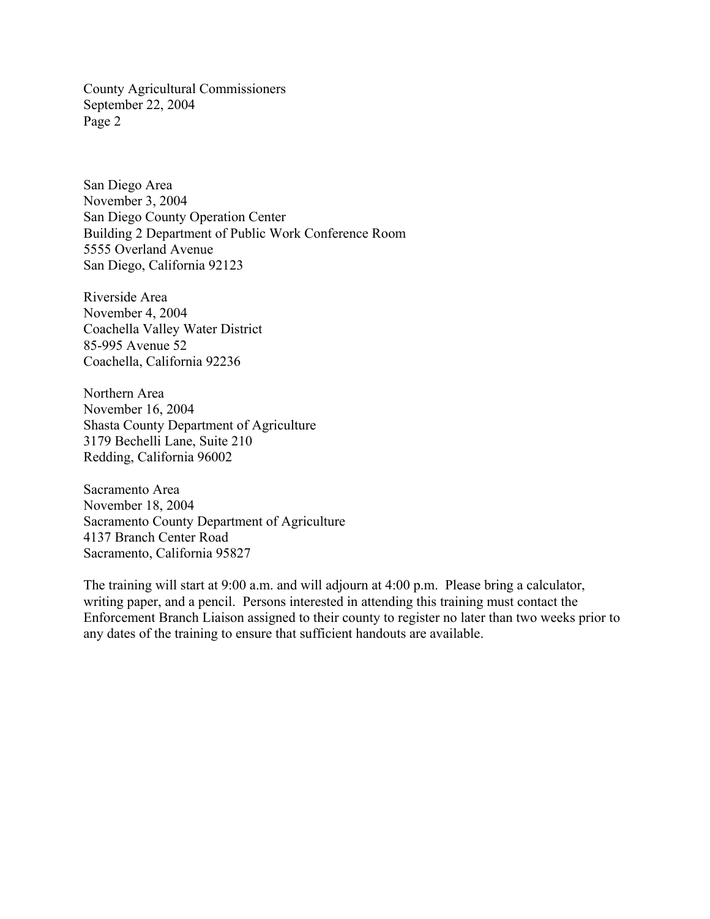San Diego Area
November 3, 2004
San Diego County Operation Center
Building 2 Department of Public Work Conference Room
5555 Overland Avenue
San Diego, California 92123

Riverside Area
November 4, 2004
Coachella Valley Water District
85-995 Avenue 52
Coachella, California 92236

Northern Area
November 16, 2004
Shasta County Department of Agriculture
3179 Bechelli Lane, Suite 210
Redding, California 96002

Sacramento Area
November 18, 2004
Sacramento County Department of Agriculture
4137 Branch Center Road
Sacramento, California 95827

The training will start at 9:00 a.m. and will adjourn at 4:00 p.m. Please bring a calculator, writing paper, and a pencil. Persons interested in attending this training must contact the Enforcement Branch Liaison assigned to their county to register no later than two weeks prior to any dates of the training to ensure that sufficient handouts are available.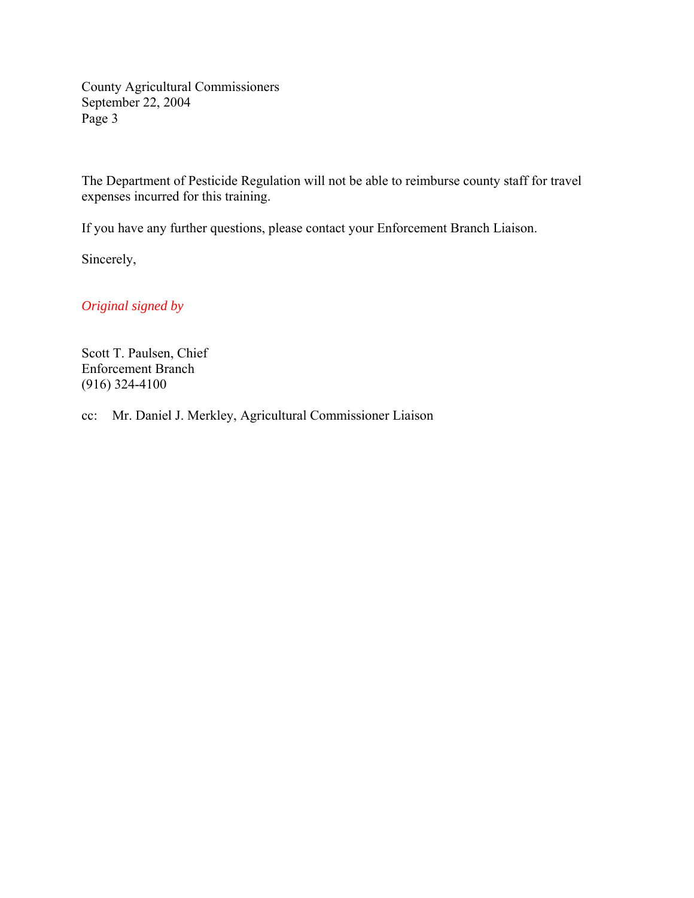The Department of Pesticide Regulation will not be able to reimburse county staff for travel expenses incurred for this training.

If you have any further questions, please contact your Enforcement Branch Liaison.

Sincerely,

*Original signed by*

Scott T. Paulsen, Chief  
Enforcement Branch  
(916) 324-4100

cc: Mr. Daniel J. Merkley, Agricultural Commissioner Liaison